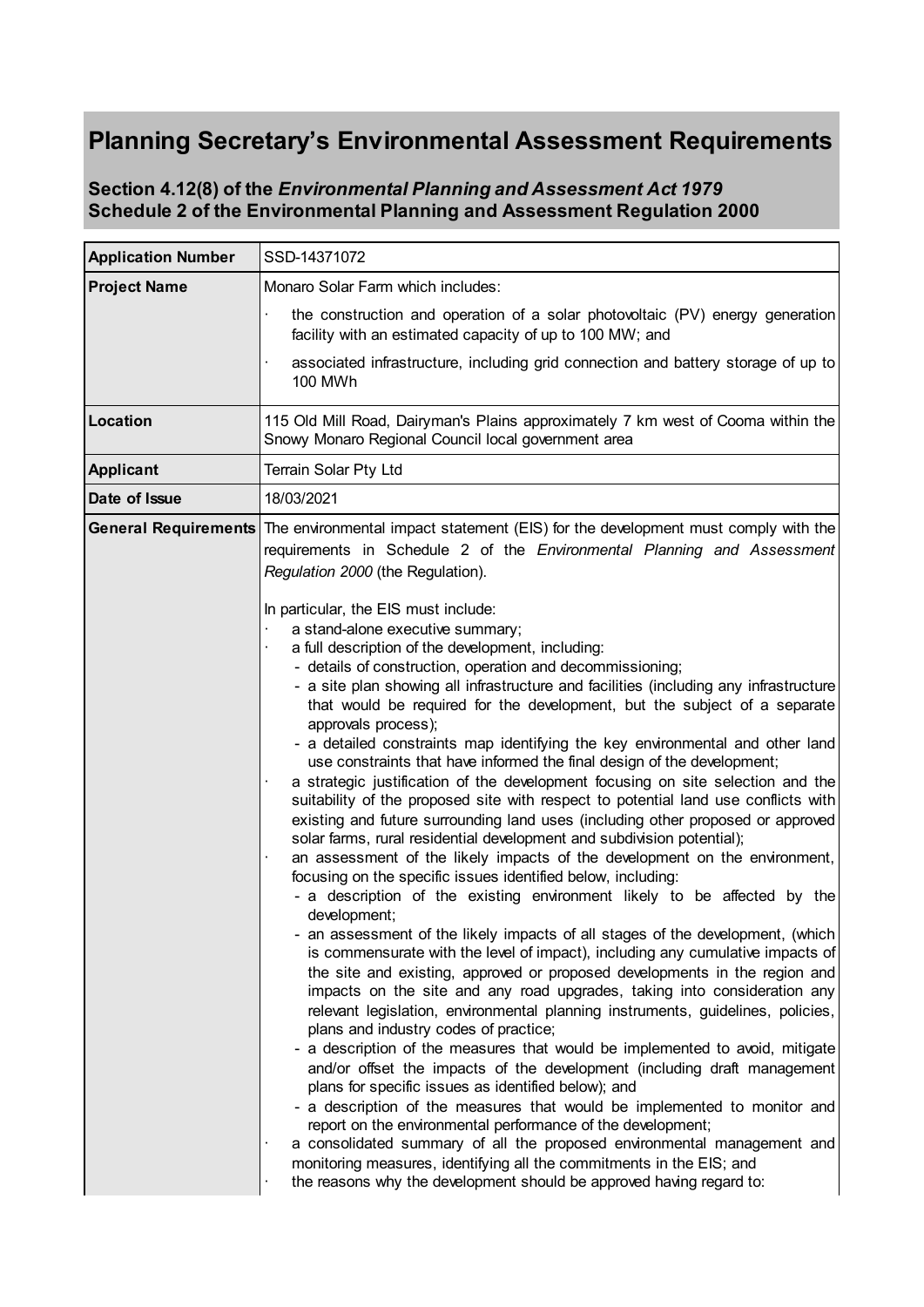# Planning Secretary's Environmental Assessment Requirements

## Section 4.12(8) of the *Environmental Planning and Assessment Act 1979*
## Schedule 2 of the Environmental Planning and Assessment Regulation 2000

| **Application Number** | SSD-14371072 |
|---|---|
| **Project Name** | Monaro Solar Farm which includes:<br>· the construction and operation of a solar photovoltaic (PV) energy generation facility with an estimated capacity of up to 100 MW; and<br>· associated infrastructure, including grid connection and battery storage of up to 100 MWh |
| **Location** | 115 Old Mill Road, Dairyman's Plains approximately 7 km west of Cooma within the Snowy Monaro Regional Council local government area |
| **Applicant** | Terrain Solar Pty Ltd |
| **Date of Issue** | 18/03/2021 |
| **General Requirements** | The environmental impact statement (EIS) for the development must comply with the requirements in Schedule 2 of the *Environmental Planning and Assessment Regulation 2000* (the Regulation).<br><br>In particular, the EIS must include:<br>· a stand-alone executive summary;<br>· a full description of the development, including:<br>- details of construction, operation and decommissioning;<br>- a site plan showing all infrastructure and facilities (including any infrastructure that would be required for the development, but the subject of a separate approvals process);<br>- a detailed constraints map identifying the key environmental and other land use constraints that have informed the final design of the development;<br>· a strategic justification of the development focusing on site selection and the suitability of the proposed site with respect to potential land use conflicts with existing and future surrounding land uses (including other proposed or approved solar farms, rural residential development and subdivision potential);<br>· an assessment of the likely impacts of the development on the environment, focusing on the specific issues identified below, including:<br>- a description of the existing environment likely to be affected by the development;<br>- an assessment of the likely impacts of all stages of the development, (which is commensurate with the level of impact), including any cumulative impacts of the site and existing, approved or proposed developments in the region and impacts on the site and any road upgrades, taking into consideration any relevant legislation, environmental planning instruments, guidelines, policies, plans and industry codes of practice;<br>- a description of the measures that would be implemented to avoid, mitigate and/or offset the impacts of the development (including draft management plans for specific issues as identified below); and<br>- a description of the measures that would be implemented to monitor and report on the environmental performance of the development;<br>· a consolidated summary of all the proposed environmental management and monitoring measures, identifying all the commitments in the EIS; and<br>· the reasons why the development should be approved having regard to: |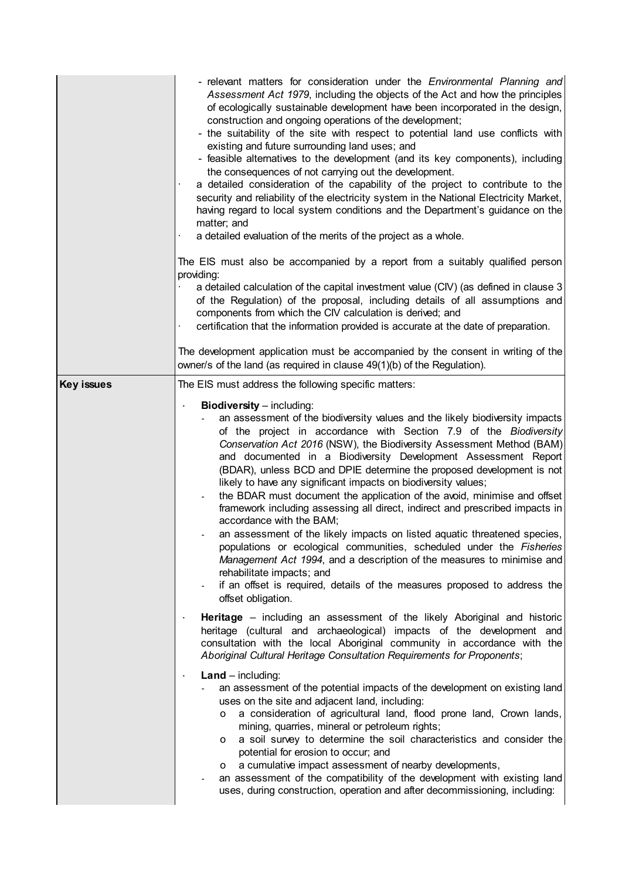| | |
|---|---|
| | - relevant matters for consideration under the *Environmental Planning and Assessment Act 1979*, including the objects of the Act and how the principles of ecologically sustainable development have been incorporated in the design, construction and ongoing operations of the development;<br>- the suitability of the site with respect to potential land use conflicts with existing and future surrounding land uses; and<br>- feasible alternatives to the development (and its key components), including the consequences of not carrying out the development.<br>· a detailed consideration of the capability of the project to contribute to the security and reliability of the electricity system in the National Electricity Market, having regard to local system conditions and the Department's guidance on the matter; and<br>· a detailed evaluation of the merits of the project as a whole.<br><br>The EIS must also be accompanied by a report from a suitably qualified person providing:<br>· a detailed calculation of the capital investment value (CIV) (as defined in clause 3 of the Regulation) of the proposal, including details of all assumptions and components from which the CIV calculation is derived; and<br>· certification that the information provided is accurate at the date of preparation.<br><br>The development application must be accompanied by the consent in writing of the owner/s of the land (as required in clause 49(1)(b) of the Regulation). |
| **Key issues** | The EIS must address the following specific matters:<br><br>· **Biodiversity** – including:<br>- an assessment of the biodiversity values and the likely biodiversity impacts of the project in accordance with Section 7.9 of the *Biodiversity Conservation Act 2016* (NSW), the Biodiversity Assessment Method (BAM) and documented in a Biodiversity Development Assessment Report (BDAR), unless BCD and DPIE determine the proposed development is not likely to have any significant impacts on biodiversity values;<br>- the BDAR must document the application of the avoid, minimise and offset framework including assessing all direct, indirect and prescribed impacts in accordance with the BAM;<br>- an assessment of the likely impacts on listed aquatic threatened species, populations or ecological communities, scheduled under the *Fisheries Management Act 1994*, and a description of the measures to minimise and rehabilitate impacts; and<br>- if an offset is required, details of the measures proposed to address the offset obligation.<br><br>· **Heritage** – including an assessment of the likely Aboriginal and historic heritage (cultural and archaeological) impacts of the development and consultation with the local Aboriginal community in accordance with the *Aboriginal Cultural Heritage Consultation Requirements for Proponents*;<br><br>· **Land** – including:<br>- an assessment of the potential impacts of the development on existing land uses on the site and adjacent land, including:<br>o a consideration of agricultural land, flood prone land, Crown lands, mining, quarries, mineral or petroleum rights;<br>o a soil survey to determine the soil characteristics and consider the potential for erosion to occur; and<br>o a cumulative impact assessment of nearby developments,<br>- an assessment of the compatibility of the development with existing land uses, during construction, operation and after decommissioning, including: |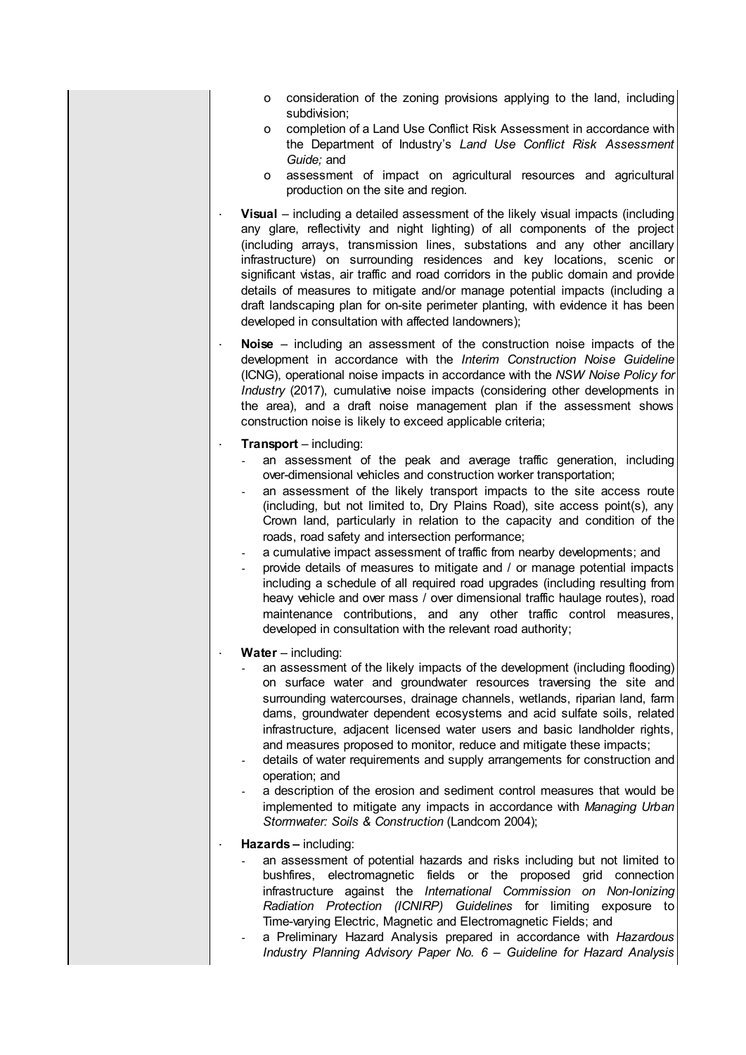- consideration of the zoning provisions applying to the land, including subdivision;
  - completion of a Land Use Conflict Risk Assessment in accordance with the Department of Industry's *Land Use Conflict Risk Assessment Guide;* and
  - assessment of impact on agricultural resources and agricultural production on the site and region.

- **Visual** – including a detailed assessment of the likely visual impacts (including any glare, reflectivity and night lighting) of all components of the project (including arrays, transmission lines, substations and any other ancillary infrastructure) on surrounding residences and key locations, scenic or significant vistas, air traffic and road corridors in the public domain and provide details of measures to mitigate and/or manage potential impacts (including a draft landscaping plan for on-site perimeter planting, with evidence it has been developed in consultation with affected landowners);

- **Noise** – including an assessment of the construction noise impacts of the development in accordance with the *Interim Construction Noise Guideline* (ICNG), operational noise impacts in accordance with the *NSW Noise Policy for Industry* (2017), cumulative noise impacts (considering other developments in the area), and a draft noise management plan if the assessment shows construction noise is likely to exceed applicable criteria;

- **Transport** – including:
  - an assessment of the peak and average traffic generation, including over-dimensional vehicles and construction worker transportation;
  - an assessment of the likely transport impacts to the site access route (including, but not limited to, Dry Plains Road), site access point(s), any Crown land, particularly in relation to the capacity and condition of the roads, road safety and intersection performance;
  - a cumulative impact assessment of traffic from nearby developments; and
  - provide details of measures to mitigate and / or manage potential impacts including a schedule of all required road upgrades (including resulting from heavy vehicle and over mass / over dimensional traffic haulage routes), road maintenance contributions, and any other traffic control measures, developed in consultation with the relevant road authority;

- **Water** – including:
  - an assessment of the likely impacts of the development (including flooding) on surface water and groundwater resources traversing the site and surrounding watercourses, drainage channels, wetlands, riparian land, farm dams, groundwater dependent ecosystems and acid sulfate soils, related infrastructure, adjacent licensed water users and basic landholder rights, and measures proposed to monitor, reduce and mitigate these impacts;
  - details of water requirements and supply arrangements for construction and operation; and
  - a description of the erosion and sediment control measures that would be implemented to mitigate any impacts in accordance with *Managing Urban Stormwater: Soils & Construction* (Landcom 2004);

- **Hazards –** including:
  - an assessment of potential hazards and risks including but not limited to bushfires, electromagnetic fields or the proposed grid connection infrastructure against the *International Commission on Non-Ionizing Radiation Protection (ICNIRP) Guidelines* for limiting exposure to Time-varying Electric, Magnetic and Electromagnetic Fields; and
  - a Preliminary Hazard Analysis prepared in accordance with *Hazardous Industry Planning Advisory Paper No. 6 – Guideline for Hazard Analysis*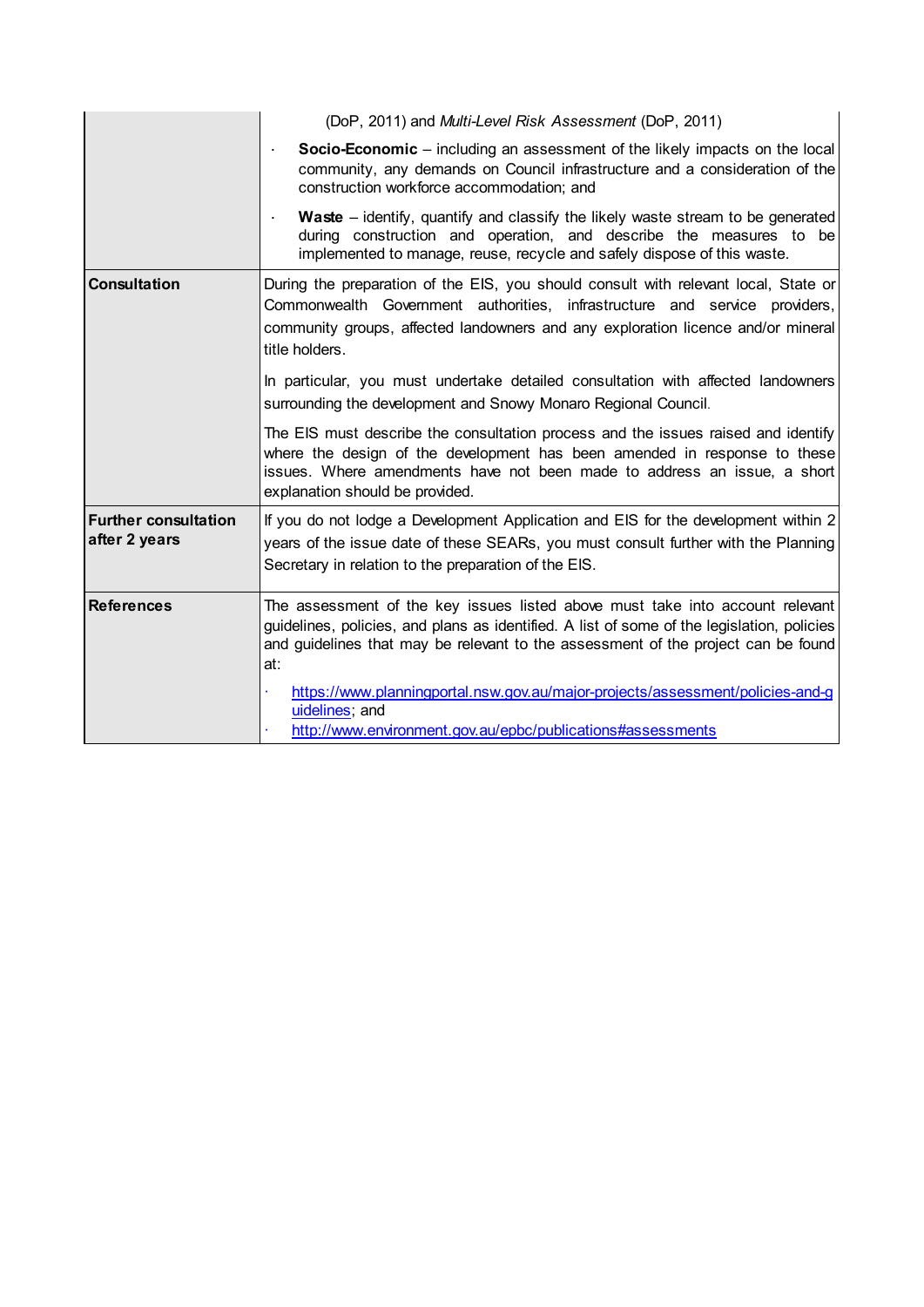| | |
|---|---|
| | (DoP, 2011) and *Multi-Level Risk Assessment* (DoP, 2011)<br>· **Socio-Economic** – including an assessment of the likely impacts on the local community, any demands on Council infrastructure and a consideration of the construction workforce accommodation; and<br>· **Waste** – identify, quantify and classify the likely waste stream to be generated during construction and operation, and describe the measures to be implemented to manage, reuse, recycle and safely dispose of this waste. |
| **Consultation** | During the preparation of the EIS, you should consult with relevant local, State or Commonwealth Government authorities, infrastructure and service providers, community groups, affected landowners and any exploration licence and/or mineral title holders.<br><br>In particular, you must undertake detailed consultation with affected landowners surrounding the development and Snowy Monaro Regional Council.<br><br>The EIS must describe the consultation process and the issues raised and identify where the design of the development has been amended in response to these issues. Where amendments have not been made to address an issue, a short explanation should be provided. |
| **Further consultation after 2 years** | If you do not lodge a Development Application and EIS for the development within 2 years of the issue date of these SEARs, you must consult further with the Planning Secretary in relation to the preparation of the EIS. |
| **References** | The assessment of the key issues listed above must take into account relevant guidelines, policies, and plans as identified. A list of some of the legislation, policies and guidelines that may be relevant to the assessment of the project can be found at:<br>· https://www.planningportal.nsw.gov.au/major-projects/assessment/policies-and-guidelines; and<br>· http://www.environment.gov.au/epbc/publications#assessments |